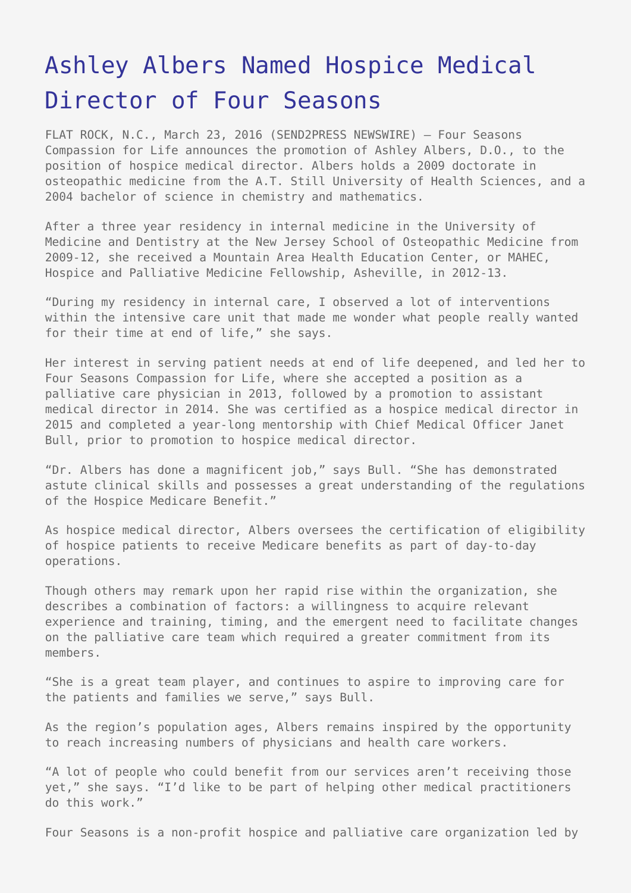# Ashley Albers Named Hospice Medical Director of Four Seasons

FLAT ROCK, N.C., March 23, 2016 (SEND2PRESS NEWSWIRE) — Four Seasons Compassion for Life announces the promotion of Ashley Albers, D.O., to the position of hospice medical director. Albers holds a 2009 doctorate in osteopathic medicine from the A.T. Still University of Health Sciences, and a 2004 bachelor of science in chemistry and mathematics.

After a three year residency in internal medicine in the University of Medicine and Dentistry at the New Jersey School of Osteopathic Medicine from 2009-12, she received a Mountain Area Health Education Center, or MAHEC, Hospice and Palliative Medicine Fellowship, Asheville, in 2012-13.

"During my residency in internal care, I observed a lot of interventions within the intensive care unit that made me wonder what people really wanted for their time at end of life," she says.

Her interest in serving patient needs at end of life deepened, and led her to Four Seasons Compassion for Life, where she accepted a position as a palliative care physician in 2013, followed by a promotion to assistant medical director in 2014. She was certified as a hospice medical director in 2015 and completed a year-long mentorship with Chief Medical Officer Janet Bull, prior to promotion to hospice medical director.

"Dr. Albers has done a magnificent job," says Bull. "She has demonstrated astute clinical skills and possesses a great understanding of the regulations of the Hospice Medicare Benefit."

As hospice medical director, Albers oversees the certification of eligibility of hospice patients to receive Medicare benefits as part of day-to-day operations.

Though others may remark upon her rapid rise within the organization, she describes a combination of factors: a willingness to acquire relevant experience and training, timing, and the emergent need to facilitate changes on the palliative care team which required a greater commitment from its members.

"She is a great team player, and continues to aspire to improving care for the patients and families we serve," says Bull.

As the region's population ages, Albers remains inspired by the opportunity to reach increasing numbers of physicians and health care workers.

"A lot of people who could benefit from our services aren't receiving those yet," she says. "I'd like to be part of helping other medical practitioners do this work."

Four Seasons is a non-profit hospice and palliative care organization led by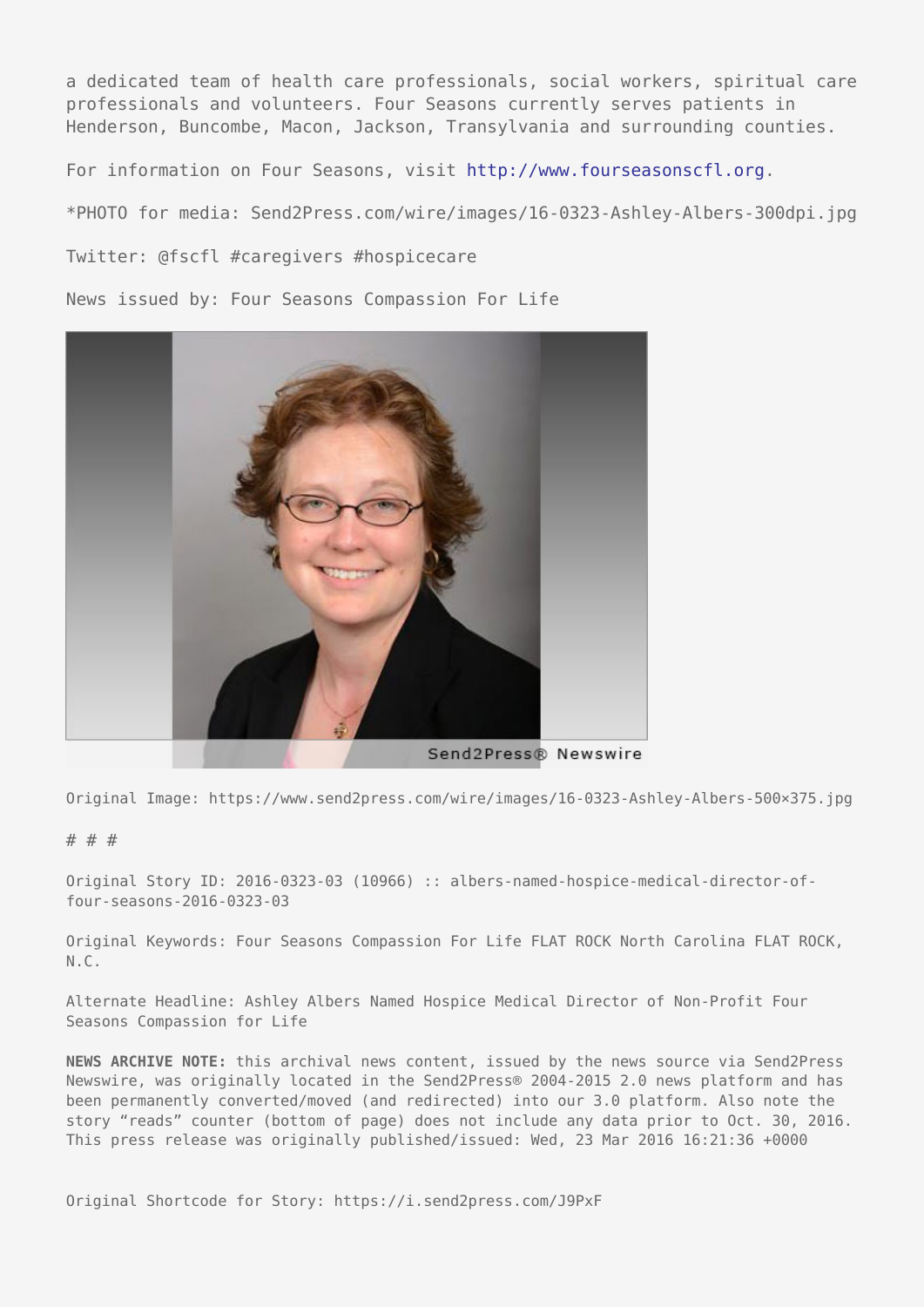a dedicated team of health care professionals, social workers, spiritual care professionals and volunteers. Four Seasons currently serves patients in Henderson, Buncombe, Macon, Jackson, Transylvania and surrounding counties.

For information on Four Seasons, visit http://www.fourseasonscfl.org.

*PHOTO for media: Send2Press.com/wire/images/16-0323-Ashley-Albers-300dpi.jpg

Twitter: @fscfl #caregivers #hospicecare

News issued by: Four Seasons Compassion For Life

Original Image: https://www.send2press.com/wire/images/16-0323-Ashley-Albers-500×375.jpg

# # #

Original Story ID: 2016-0323-03 (10966) :: albers-named-hospice-medical-director-of-four-seasons-2016-0323-03

Original Keywords: Four Seasons Compassion For Life FLAT ROCK North Carolina FLAT ROCK, N.C.

Alternate Headline: Ashley Albers Named Hospice Medical Director of Non-Profit Four Seasons Compassion for Life

**NEWS ARCHIVE NOTE:** this archival news content, issued by the news source via Send2Press Newswire, was originally located in the Send2Press® 2004-2015 2.0 news platform and has been permanently converted/moved (and redirected) into our 3.0 platform. Also note the story "reads" counter (bottom of page) does not include any data prior to Oct. 30, 2016. This press release was originally published/issued: Wed, 23 Mar 2016 16:21:36 +0000

Original Shortcode for Story: https://i.send2press.com/J9PxF